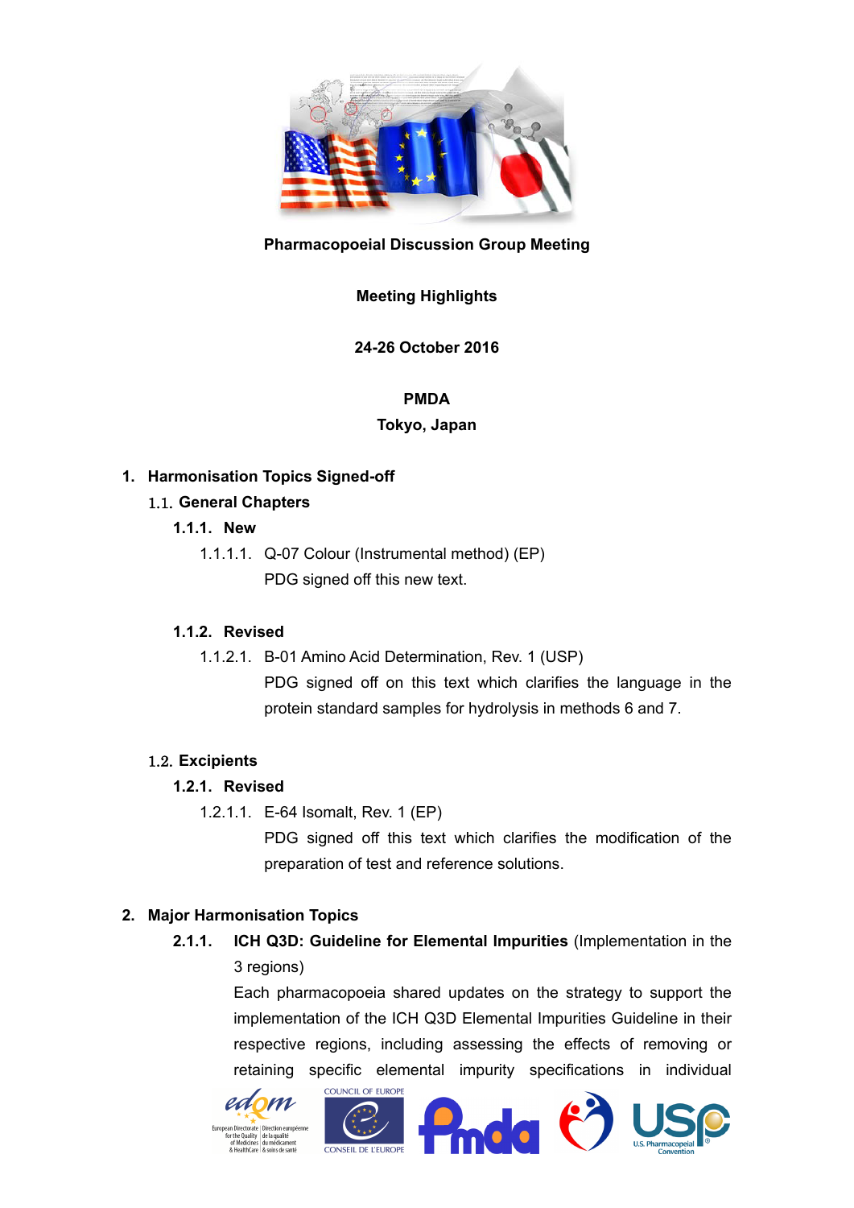**Pharmacopoeial Discussion Group Meeting**

**Meeting Highlights**

**24-26 October 2016**

**PMDA**
**Tokyo, Japan**

## 1. Harmonisation Topics Signed-off

### 1.1. General Chapters

#### 1.1.1. New

1.1.1.1. Q-07 Colour (Instrumental method) (EP)

PDG signed off this new text.

#### 1.1.2. Revised

1.1.2.1. B-01 Amino Acid Determination, Rev. 1 (USP)

PDG signed off on this text which clarifies the language in the protein standard samples for hydrolysis in methods 6 and 7.

### 1.2. Excipients

#### 1.2.1. Revised

1.2.1.1. E-64 Isomalt, Rev. 1 (EP)

PDG signed off this text which clarifies the modification of the preparation of test and reference solutions.

## 2. Major Harmonisation Topics

**2.1.1. ICH Q3D: Guideline for Elemental Impurities** (Implementation in the 3 regions)

Each pharmacopoeia shared updates on the strategy to support the implementation of the ICH Q3D Elemental Impurities Guideline in their respective regions, including assessing the effects of removing or retaining specific elemental impurity specifications in individual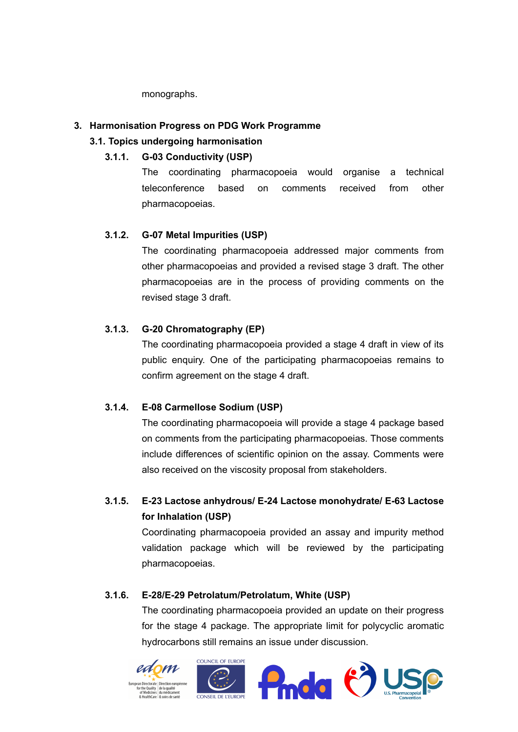monographs.

## 3. Harmonisation Progress on PDG Work Programme

### 3.1. Topics undergoing harmonisation

#### 3.1.1. G-03 Conductivity (USP)

The coordinating pharmacopoeia would organise a technical teleconference based on comments received from other pharmacopoeias.

#### 3.1.2. G-07 Metal Impurities (USP)

The coordinating pharmacopoeia addressed major comments from other pharmacopoeias and provided a revised stage 3 draft. The other pharmacopoeias are in the process of providing comments on the revised stage 3 draft.

#### 3.1.3. G-20 Chromatography (EP)

The coordinating pharmacopoeia provided a stage 4 draft in view of its public enquiry. One of the participating pharmacopoeias remains to confirm agreement on the stage 4 draft.

#### 3.1.4. E-08 Carmellose Sodium (USP)

The coordinating pharmacopoeia will provide a stage 4 package based on comments from the participating pharmacopoeias. Those comments include differences of scientific opinion on the assay. Comments were also received on the viscosity proposal from stakeholders.

#### 3.1.5. E-23 Lactose anhydrous/ E-24 Lactose monohydrate/ E-63 Lactose for Inhalation (USP)

Coordinating pharmacopoeia provided an assay and impurity method validation package which will be reviewed by the participating pharmacopoeias.

#### 3.1.6. E-28/E-29 Petrolatum/Petrolatum, White (USP)

The coordinating pharmacopoeia provided an update on their progress for the stage 4 package. The appropriate limit for polycyclic aromatic hydrocarbons still remains an issue under discussion.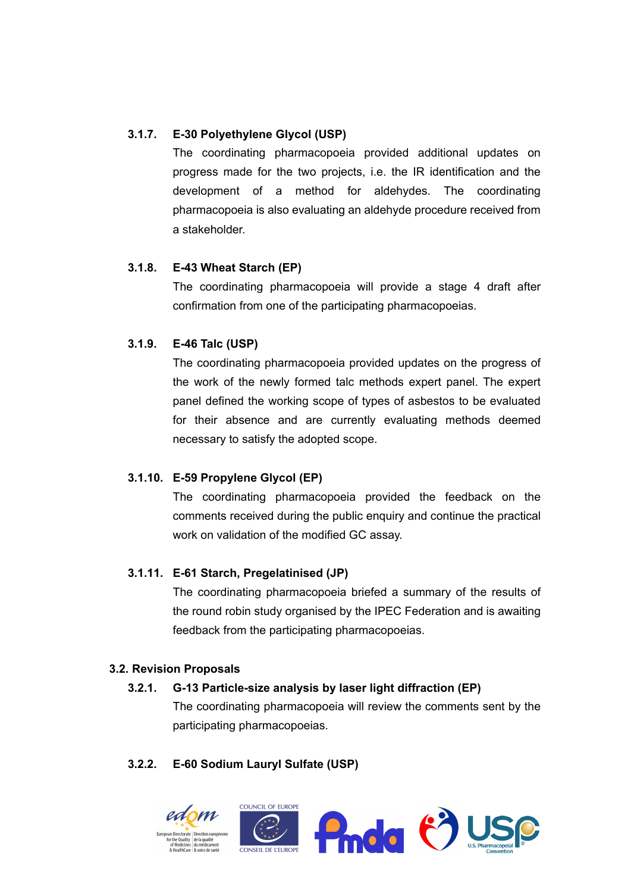### 3.1.7. E-30 Polyethylene Glycol (USP)

The coordinating pharmacopoeia provided additional updates on progress made for the two projects, i.e. the IR identification and the development of a method for aldehydes. The coordinating pharmacopoeia is also evaluating an aldehyde procedure received from a stakeholder.

### 3.1.8. E-43 Wheat Starch (EP)

The coordinating pharmacopoeia will provide a stage 4 draft after confirmation from one of the participating pharmacopoeias.

### 3.1.9. E-46 Talc (USP)

The coordinating pharmacopoeia provided updates on the progress of the work of the newly formed talc methods expert panel. The expert panel defined the working scope of types of asbestos to be evaluated for their absence and are currently evaluating methods deemed necessary to satisfy the adopted scope.

### 3.1.10. E-59 Propylene Glycol (EP)

The coordinating pharmacopoeia provided the feedback on the comments received during the public enquiry and continue the practical work on validation of the modified GC assay.

### 3.1.11. E-61 Starch, Pregelatinised (JP)

The coordinating pharmacopoeia briefed a summary of the results of the round robin study organised by the IPEC Federation and is awaiting feedback from the participating pharmacopoeias.

## 3.2. Revision Proposals

### 3.2.1. G-13 Particle-size analysis by laser light diffraction (EP)

The coordinating pharmacopoeia will review the comments sent by the participating pharmacopoeias.

### 3.2.2. E-60 Sodium Lauryl Sulfate (USP)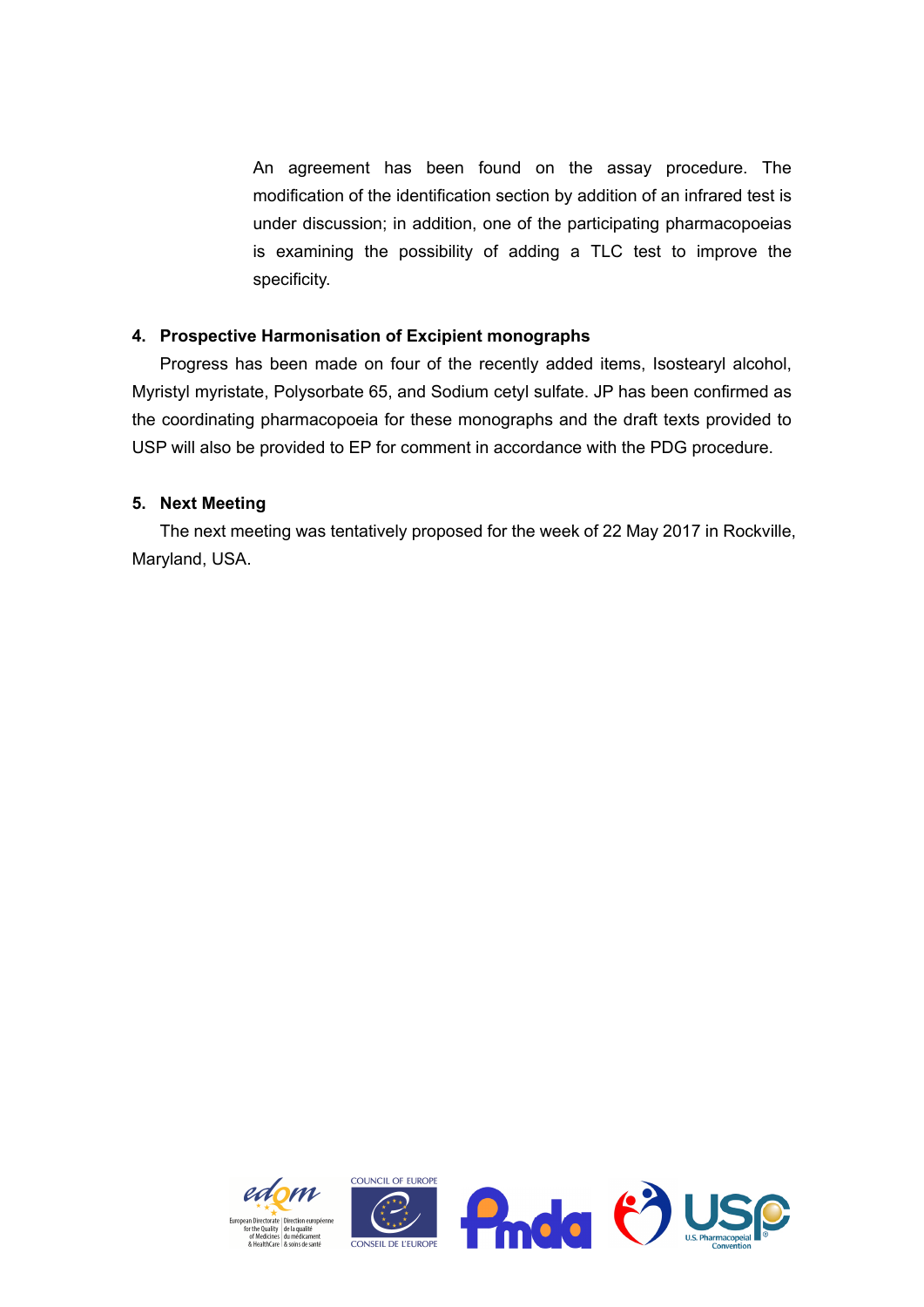An agreement has been found on the assay procedure. The modification of the identification section by addition of an infrared test is under discussion; in addition, one of the participating pharmacopoeias is examining the possibility of adding a TLC test to improve the specificity.

**4. Prospective Harmonisation of Excipient monographs**

Progress has been made on four of the recently added items, Isostearyl alcohol, Myristyl myristate, Polysorbate 65, and Sodium cetyl sulfate. JP has been confirmed as the coordinating pharmacopoeia for these monographs and the draft texts provided to USP will also be provided to EP for comment in accordance with the PDG procedure.

**5. Next Meeting**

The next meeting was tentatively proposed for the week of 22 May 2017 in Rockville, Maryland, USA.